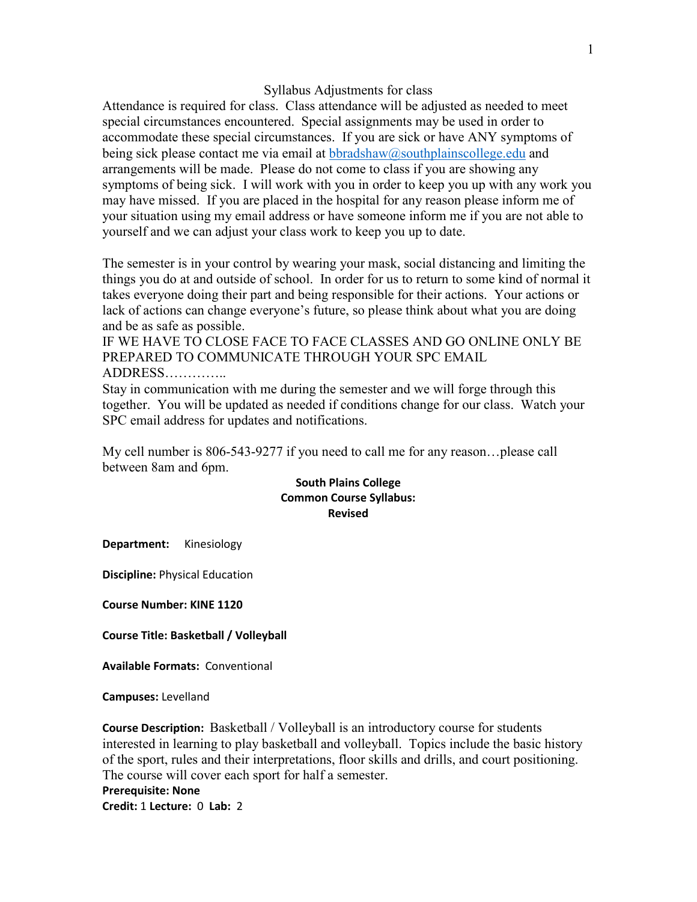## Syllabus Adjustments for class

Attendance is required for class. Class attendance will be adjusted as needed to meet special circumstances encountered. Special assignments may be used in order to accommodate these special circumstances. If you are sick or have ANY symptoms of being sick please contact me via email at bbradshaw@southplainscollege.edu and arrangements will be made. Please do not come to class if you are showing any symptoms of being sick. I will work with you in order to keep you up with any work you may have missed. If you are placed in the hospital for any reason please inform me of your situation using my email address or have someone inform me if you are not able to yourself and we can adjust your class work to keep you up to date.

The semester is in your control by wearing your mask, social distancing and limiting the things you do at and outside of school. In order for us to return to some kind of normal it takes everyone doing their part and being responsible for their actions. Your actions or lack of actions can change everyone's future, so please think about what you are doing and be as safe as possible.
IF WE HAVE TO CLOSE FACE TO FACE CLASSES AND GO ONLINE ONLY BE PREPARED TO COMMUNICATE THROUGH YOUR SPC EMAIL ADDRESS…………..
Stay in communication with me during the semester and we will forge through this together. You will be updated as needed if conditions change for our class. Watch your SPC email address for updates and notifications.

My cell number is 806-543-9277 if you need to call me for any reason…please call between 8am and 6pm.

**South Plains College**
**Common Course Syllabus:**
**Revised**

**Department:** Kinesiology

**Discipline:** Physical Education

**Course Number: KINE 1120**

**Course Title: Basketball / Volleyball**

**Available Formats:** Conventional

**Campuses:** Levelland

**Course Description:** Basketball / Volleyball is an introductory course for students interested in learning to play basketball and volleyball. Topics include the basic history of the sport, rules and their interpretations, floor skills and drills, and court positioning. The course will cover each sport for half a semester.
**Prerequisite: None**
**Credit:** 1 **Lecture:** 0 **Lab:** 2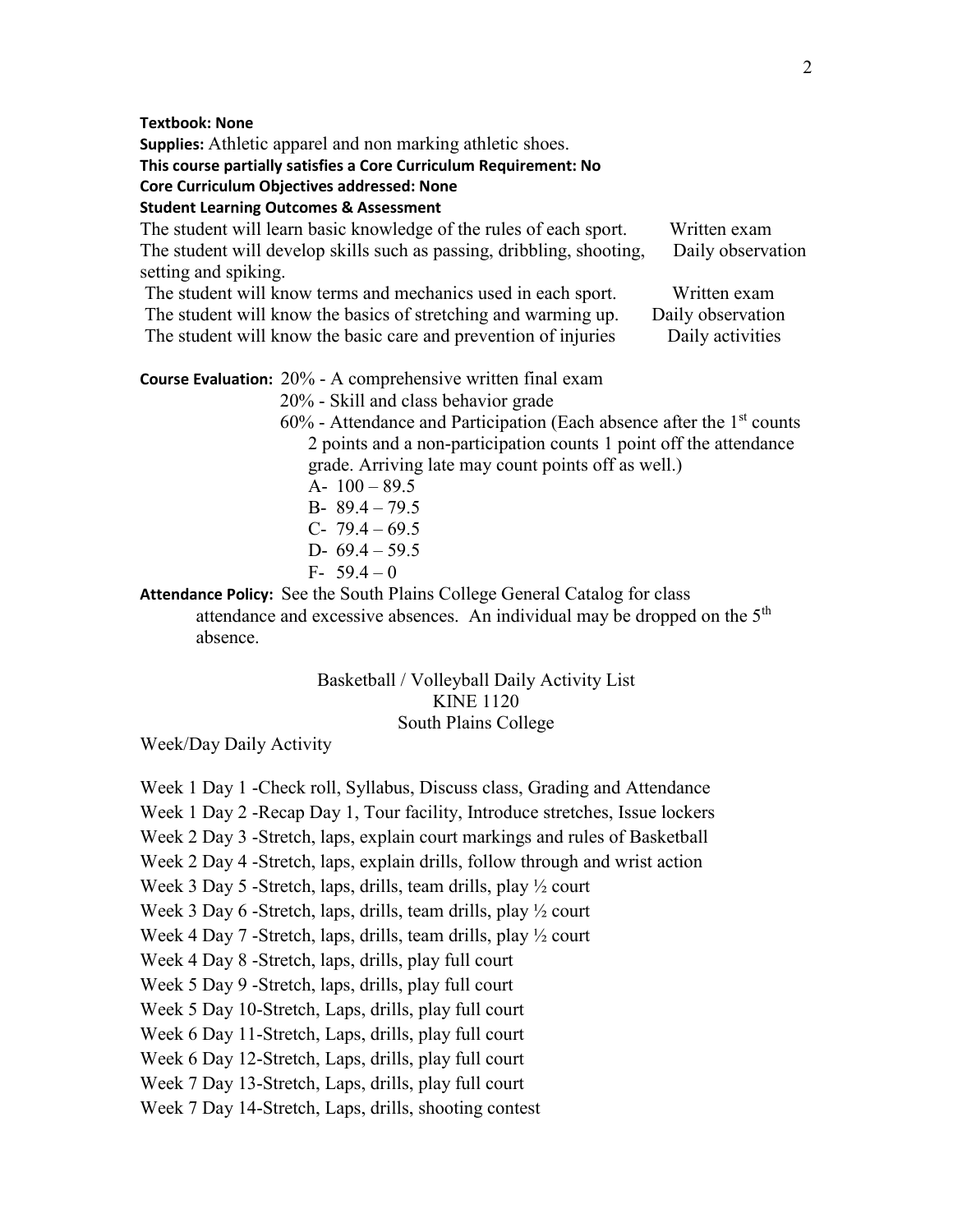**Textbook: None**
**Supplies:** Athletic apparel and non marking athletic shoes.
**This course partially satisfies a Core Curriculum Requirement: No**
**Core Curriculum Objectives addressed: None**
**Student Learning Outcomes & Assessment**

| Outcome | Assessment |
|---|---|
| The student will learn basic knowledge of the rules of each sport. | Written exam |
| The student will develop skills such as passing, dribbling, shooting, setting and spiking. | Daily observation |
| The student will know terms and mechanics used in each sport. | Written exam |
| The student will know the basics of stretching and warming up. | Daily observation |
| The student will know the basic care and prevention of injuries | Daily activities |

**Course Evaluation:** 20% - A comprehensive written final exam
20% - Skill and class behavior grade
60% - Attendance and Participation (Each absence after the 1st counts 2 points and a non-participation counts 1 point off the attendance grade. Arriving late may count points off as well.)

- A- 100 – 89.5
- B- 89.4 – 79.5
- C- 79.4 – 69.5
- D- 69.4 – 59.5
- F- 59.4 – 0

**Attendance Policy:** See the South Plains College General Catalog for class attendance and excessive absences. An individual may be dropped on the 5th absence.

Basketball / Volleyball Daily Activity List
KINE 1120
South Plains College

Week/Day Daily Activity

Week 1 Day 1 -Check roll, Syllabus, Discuss class, Grading and Attendance
Week 1 Day 2 -Recap Day 1, Tour facility, Introduce stretches, Issue lockers
Week 2 Day 3 -Stretch, laps, explain court markings and rules of Basketball
Week 2 Day 4 -Stretch, laps, explain drills, follow through and wrist action
Week 3 Day 5 -Stretch, laps, drills, team drills, play ½ court
Week 3 Day 6 -Stretch, laps, drills, team drills, play ½ court
Week 4 Day 7 -Stretch, laps, drills, team drills, play ½ court
Week 4 Day 8 -Stretch, laps, drills, play full court
Week 5 Day 9 -Stretch, laps, drills, play full court
Week 5 Day 10-Stretch, Laps, drills, play full court
Week 6 Day 11-Stretch, Laps, drills, play full court
Week 6 Day 12-Stretch, Laps, drills, play full court
Week 7 Day 13-Stretch, Laps, drills, play full court
Week 7 Day 14-Stretch, Laps, drills, shooting contest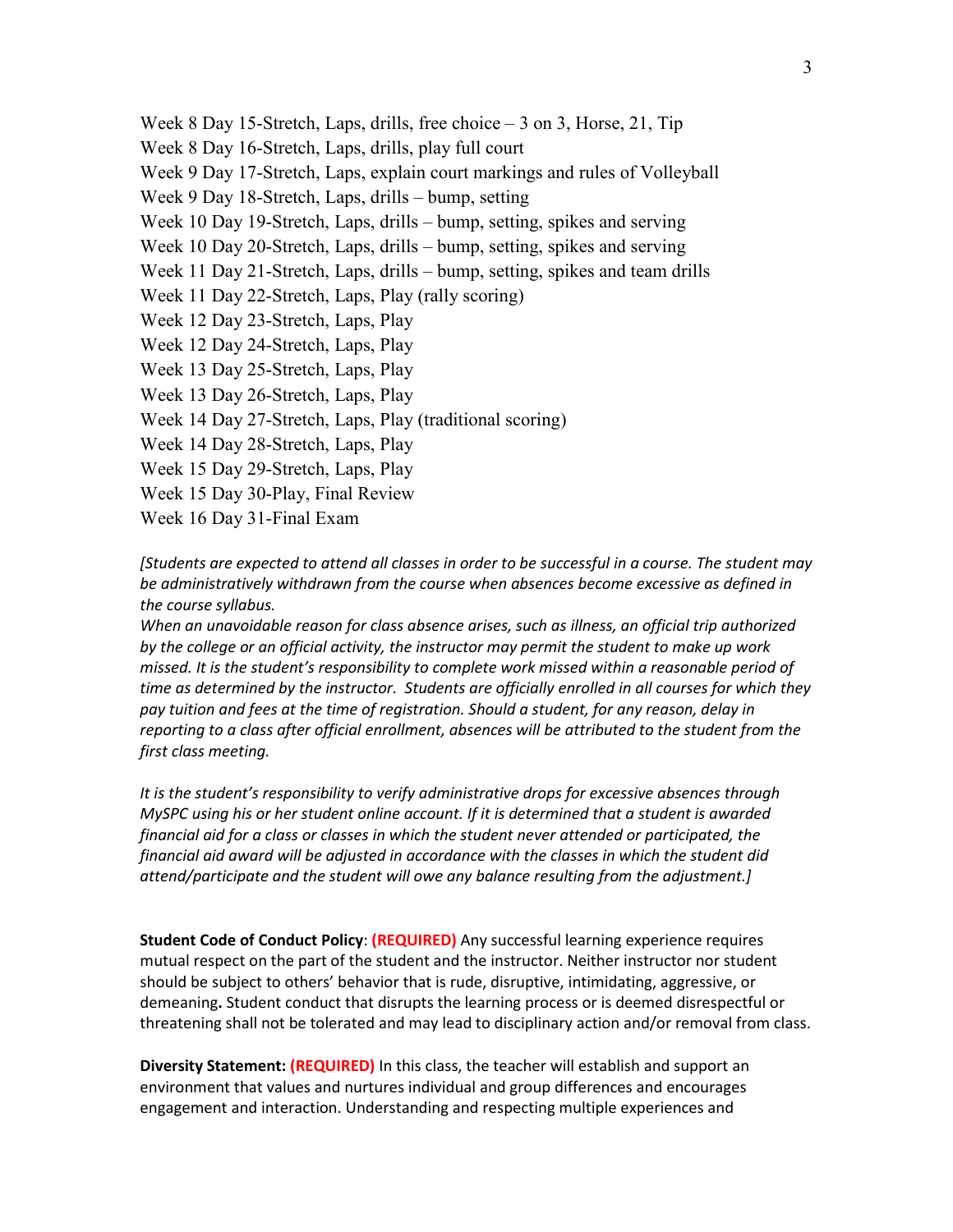Week 8 Day 15-Stretch, Laps, drills, free choice – 3 on 3, Horse, 21, Tip
Week 8 Day 16-Stretch, Laps, drills, play full court
Week 9 Day 17-Stretch, Laps, explain court markings and rules of Volleyball
Week 9 Day 18-Stretch, Laps, drills – bump, setting
Week 10 Day 19-Stretch, Laps, drills – bump, setting, spikes and serving
Week 10 Day 20-Stretch, Laps, drills – bump, setting, spikes and serving
Week 11 Day 21-Stretch, Laps, drills – bump, setting, spikes and team drills
Week 11 Day 22-Stretch, Laps, Play (rally scoring)
Week 12 Day 23-Stretch, Laps, Play
Week 12 Day 24-Stretch, Laps, Play
Week 13 Day 25-Stretch, Laps, Play
Week 13 Day 26-Stretch, Laps, Play
Week 14 Day 27-Stretch, Laps, Play (traditional scoring)
Week 14 Day 28-Stretch, Laps, Play
Week 15 Day 29-Stretch, Laps, Play
Week 15 Day 30-Play, Final Review
Week 16 Day 31-Final Exam

*[Students are expected to attend all classes in order to be successful in a course. The student may be administratively withdrawn from the course when absences become excessive as defined in the course syllabus.*
*When an unavoidable reason for class absence arises, such as illness, an official trip authorized by the college or an official activity, the instructor may permit the student to make up work missed. It is the student's responsibility to complete work missed within a reasonable period of time as determined by the instructor. Students are officially enrolled in all courses for which they pay tuition and fees at the time of registration. Should a student, for any reason, delay in reporting to a class after official enrollment, absences will be attributed to the student from the first class meeting.*

*It is the student's responsibility to verify administrative drops for excessive absences through MySPC using his or her student online account. If it is determined that a student is awarded financial aid for a class or classes in which the student never attended or participated, the financial aid award will be adjusted in accordance with the classes in which the student did attend/participate and the student will owe any balance resulting from the adjustment.]*

**Student Code of Conduct Policy**: **(REQUIRED)** Any successful learning experience requires mutual respect on the part of the student and the instructor. Neither instructor nor student should be subject to others' behavior that is rude, disruptive, intimidating, aggressive, or demeaning**.** Student conduct that disrupts the learning process or is deemed disrespectful or threatening shall not be tolerated and may lead to disciplinary action and/or removal from class.

**Diversity Statement: (REQUIRED)** In this class, the teacher will establish and support an environment that values and nurtures individual and group differences and encourages engagement and interaction. Understanding and respecting multiple experiences and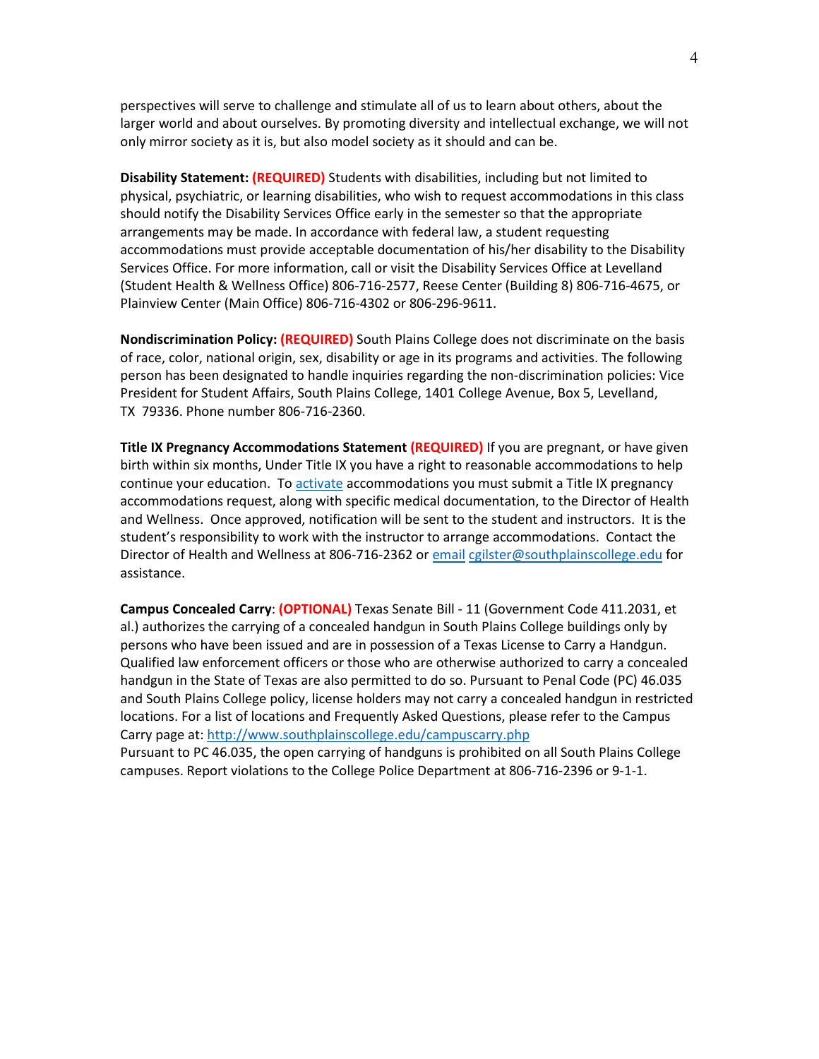perspectives will serve to challenge and stimulate all of us to learn about others, about the larger world and about ourselves. By promoting diversity and intellectual exchange, we will not only mirror society as it is, but also model society as it should and can be.

**Disability Statement:** **(REQUIRED)** Students with disabilities, including but not limited to physical, psychiatric, or learning disabilities, who wish to request accommodations in this class should notify the Disability Services Office early in the semester so that the appropriate arrangements may be made. In accordance with federal law, a student requesting accommodations must provide acceptable documentation of his/her disability to the Disability Services Office. For more information, call or visit the Disability Services Office at Levelland (Student Health & Wellness Office) 806-716-2577, Reese Center (Building 8) 806-716-4675, or Plainview Center (Main Office) 806-716-4302 or 806-296-9611.

**Nondiscrimination Policy:** **(REQUIRED)** South Plains College does not discriminate on the basis of race, color, national origin, sex, disability or age in its programs and activities. The following person has been designated to handle inquiries regarding the non-discrimination policies: Vice President for Student Affairs, South Plains College, 1401 College Avenue, Box 5, Levelland, TX 79336. Phone number 806-716-2360.

**Title IX Pregnancy Accommodations Statement** **(REQUIRED)** If you are pregnant, or have given birth within six months, Under Title IX you have a right to reasonable accommodations to help continue your education. To activate accommodations you must submit a Title IX pregnancy accommodations request, along with specific medical documentation, to the Director of Health and Wellness. Once approved, notification will be sent to the student and instructors. It is the student's responsibility to work with the instructor to arrange accommodations. Contact the Director of Health and Wellness at 806-716-2362 or email cgilster@southplainscollege.edu for assistance.

**Campus Concealed Carry**: **(OPTIONAL)** Texas Senate Bill - 11 (Government Code 411.2031, et al.) authorizes the carrying of a concealed handgun in South Plains College buildings only by persons who have been issued and are in possession of a Texas License to Carry a Handgun. Qualified law enforcement officers or those who are otherwise authorized to carry a concealed handgun in the State of Texas are also permitted to do so. Pursuant to Penal Code (PC) 46.035 and South Plains College policy, license holders may not carry a concealed handgun in restricted locations. For a list of locations and Frequently Asked Questions, please refer to the Campus Carry page at: http://www.southplainscollege.edu/campuscarry.php
Pursuant to PC 46.035, the open carrying of handguns is prohibited on all South Plains College campuses. Report violations to the College Police Department at 806-716-2396 or 9-1-1.